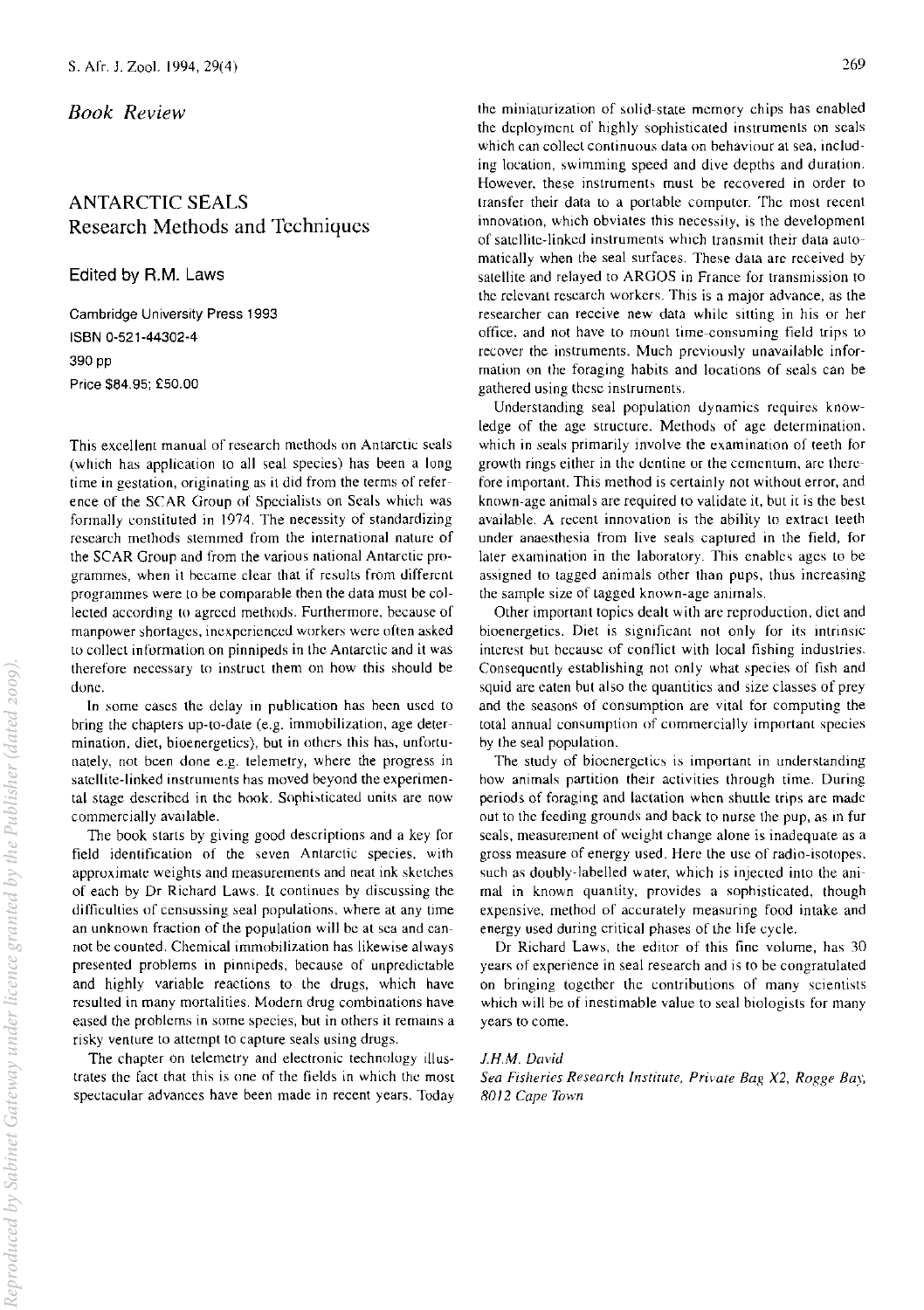*Book Review*

# ANTARCTIC SEALS
## Research Methods and Techniques

Edited by R.M. Laws

Cambridge University Press 1993
ISBN 0-521-44302-4
390 pp
Price $84.95; £50.00

This excellent manual of research methods on Antarctic seals (which has application to all seal species) has been a long time in gestation, originating as it did from the terms of reference of the SCAR Group of Specialists on Seals which was formally constituted in 1974. The necessity of standardizing research methods stemmed from the international nature of the SCAR Group and from the various national Antarctic programmes, when it became clear that if results from different programmes were to be comparable then the data must be collected according to agreed methods. Furthermore, because of manpower shortages, inexperienced workers were often asked to collect information on pinnipeds in the Antarctic and it was therefore necessary to instruct them on how this should be done.

In some cases the delay in publication has been used to bring the chapters up-to-date (e.g. immobilization, age determination, diet, bioenergetics), but in others this has, unfortunately, not been done e.g. telemetry, where the progress in satellite-linked instruments has moved beyond the experimental stage described in the book. Sophisticated units are now commercially available.

The book starts by giving good descriptions and a key for field identification of the seven Antarctic species, with approximate weights and measurements and neat ink sketches of each by Dr Richard Laws. It continues by discussing the difficulties of censussing seal populations, where at any time an unknown fraction of the population will be at sea and cannot be counted. Chemical immobilization has likewise always presented problems in pinnipeds, because of unpredictable and highly variable reactions to the drugs, which have resulted in many mortalities. Modern drug combinations have eased the problems in some species, but in others it remains a risky venture to attempt to capture seals using drugs.

The chapter on telemetry and electronic technology illustrates the fact that this is one of the fields in which the most spectacular advances have been made in recent years. Today the miniaturization of solid-state memory chips has enabled the deployment of highly sophisticated instruments on seals which can collect continuous data on behaviour at sea, including location, swimming speed and dive depths and duration. However, these instruments must be recovered in order to transfer their data to a portable computer. The most recent innovation, which obviates this necessity, is the development of satellite-linked instruments which transmit their data automatically when the seal surfaces. These data are received by satellite and relayed to ARGOS in France for transmission to the relevant research workers. This is a major advance, as the researcher can receive new data while sitting in his or her office, and not have to mount time-consuming field trips to recover the instruments. Much previously unavailable information on the foraging habits and locations of seals can be gathered using these instruments.

Understanding seal population dynamics requires knowledge of the age structure. Methods of age determination, which in seals primarily involve the examination of teeth for growth rings either in the dentine or the cementum, are therefore important. This method is certainly not without error, and known-age animals are required to validate it, but it is the best available. A recent innovation is the ability to extract teeth under anaesthesia from live seals captured in the field, for later examination in the laboratory. This enables ages to be assigned to tagged animals other than pups, thus increasing the sample size of tagged known-age animals.

Other important topics dealt with are reproduction, diet and bioenergetics. Diet is significant not only for its intrinsic interest but because of conflict with local fishing industries. Consequently establishing not only what species of fish and squid are eaten but also the quantities and size classes of prey and the seasons of consumption are vital for computing the total annual consumption of commercially important species by the seal population.

The study of bioenergetics is important in understanding how animals partition their activities through time. During periods of foraging and lactation when shuttle trips are made out to the feeding grounds and back to nurse the pup, as in fur seals, measurement of weight change alone is inadequate as a gross measure of energy used. Here the use of radio-isotopes, such as doubly-labelled water, which is injected into the animal in known quantity, provides a sophisticated, though expensive, method of accurately measuring food intake and energy used during critical phases of the life cycle.

Dr Richard Laws, the editor of this fine volume, has 30 years of experience in seal research and is to be congratulated on bringing together the contributions of many scientists which will be of inestimable value to seal biologists for many years to come.

*J.H.M. David*
*Sea Fisheries Research Institute, Private Bag X2, Rogge Bay, 8012 Cape Town*